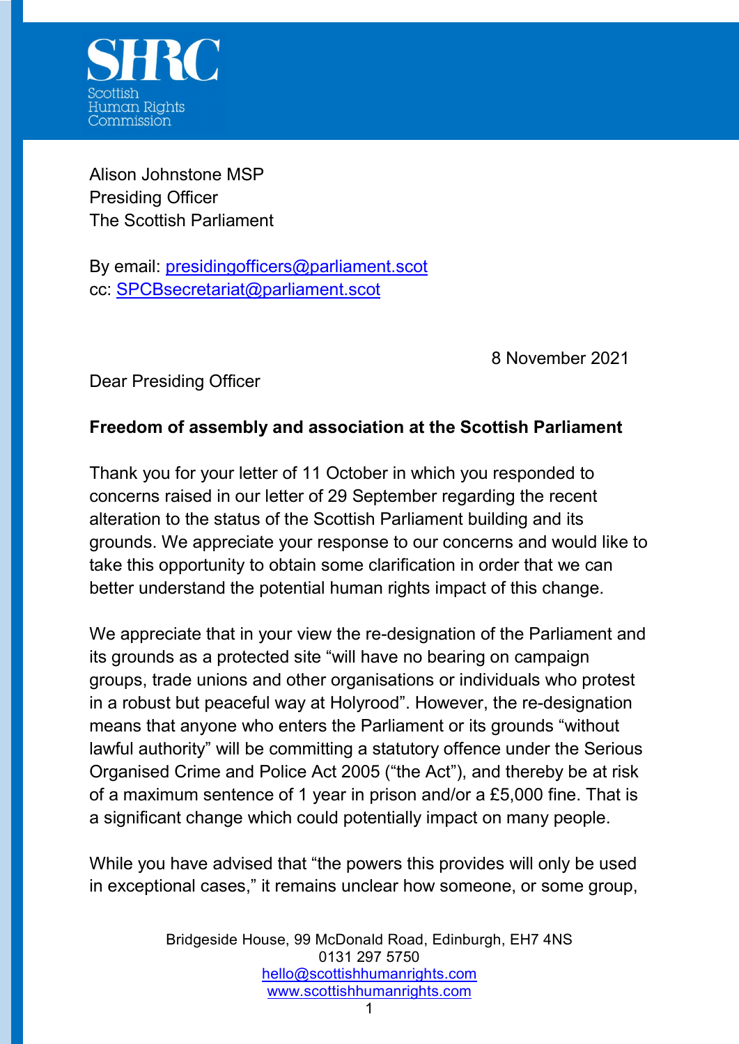SHRC

Scottish Human Rights Commission

Alison Johnstone MSP
Presiding Officer
The Scottish Parliament

By email: presidingofficers@parliament.scot
cc: SPCBsecretariat@parliament.scot

8 November 2021

Dear Presiding Officer

**Freedom of assembly and association at the Scottish Parliament**

Thank you for your letter of 11 October in which you responded to concerns raised in our letter of 29 September regarding the recent alteration to the status of the Scottish Parliament building and its grounds. We appreciate your response to our concerns and would like to take this opportunity to obtain some clarification in order that we can better understand the potential human rights impact of this change.

We appreciate that in your view the re-designation of the Parliament and its grounds as a protected site "will have no bearing on campaign groups, trade unions and other organisations or individuals who protest in a robust but peaceful way at Holyrood". However, the re-designation means that anyone who enters the Parliament or its grounds "without lawful authority" will be committing a statutory offence under the Serious Organised Crime and Police Act 2005 ("the Act"), and thereby be at risk of a maximum sentence of 1 year in prison and/or a £5,000 fine. That is a significant change which could potentially impact on many people.

While you have advised that "the powers this provides will only be used in exceptional cases," it remains unclear how someone, or some group,

Bridgeside House, 99 McDonald Road, Edinburgh, EH7 4NS
0131 297 5750
hello@scottishhumanrights.com
www.scottishhumanrights.com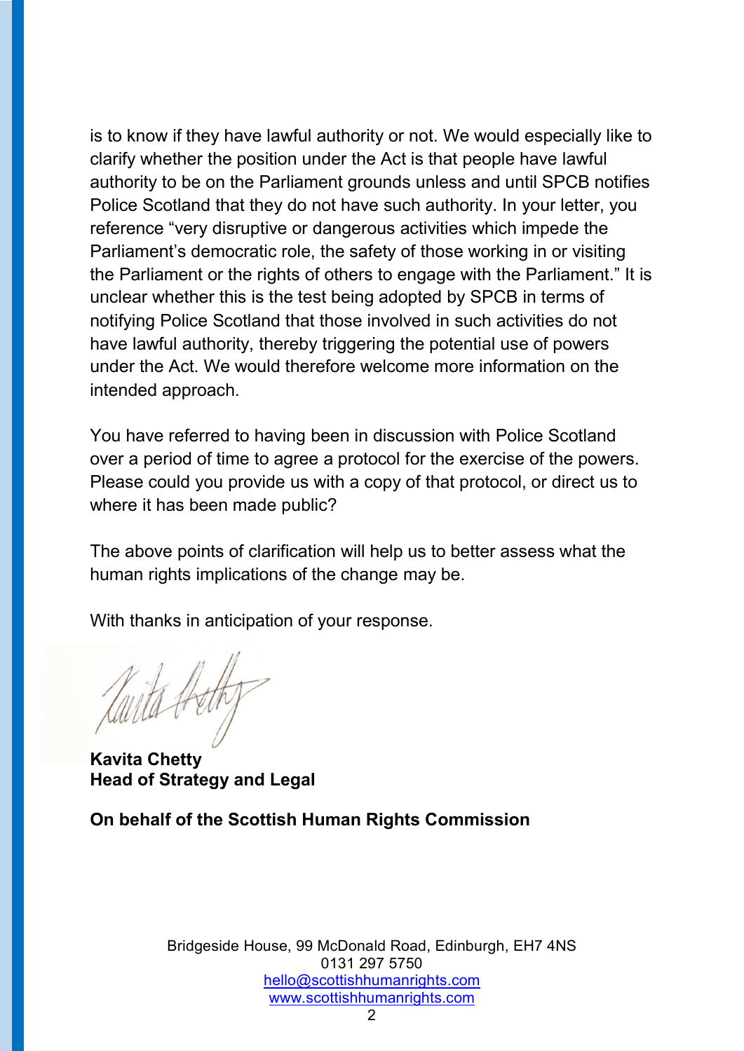is to know if they have lawful authority or not. We would especially like to clarify whether the position under the Act is that people have lawful authority to be on the Parliament grounds unless and until SPCB notifies Police Scotland that they do not have such authority. In your letter, you reference "very disruptive or dangerous activities which impede the Parliament's democratic role, the safety of those working in or visiting the Parliament or the rights of others to engage with the Parliament." It is unclear whether this is the test being adopted by SPCB in terms of notifying Police Scotland that those involved in such activities do not have lawful authority, thereby triggering the potential use of powers under the Act. We would therefore welcome more information on the intended approach.

You have referred to having been in discussion with Police Scotland over a period of time to agree a protocol for the exercise of the powers. Please could you provide us with a copy of that protocol, or direct us to where it has been made public?

The above points of clarification will help us to better assess what the human rights implications of the change may be.

With thanks in anticipation of your response.

**Kavita Chetty**
**Head of Strategy and Legal**

**On behalf of the Scottish Human Rights Commission**

Bridgeside House, 99 McDonald Road, Edinburgh, EH7 4NS
0131 297 5750
hello@scottishhumanrights.com
www.scottishhumanrights.com